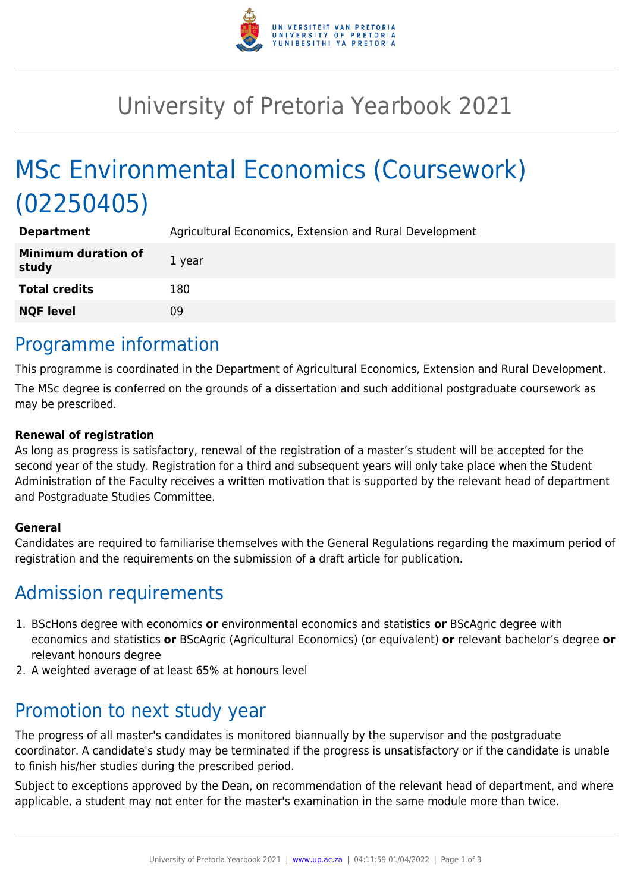# University of Pretoria Yearbook 2021

# MSc Environmental Economics (Coursework) (02250405)

| | |
|---|---|
| **Department** | Agricultural Economics, Extension and Rural Development |
| **Minimum duration of study** | 1 year |
| **Total credits** | 180 |
| **NQF level** | 09 |

## Programme information

This programme is coordinated in the Department of Agricultural Economics, Extension and Rural Development.

The MSc degree is conferred on the grounds of a dissertation and such additional postgraduate coursework as may be prescribed.

**Renewal of registration**
As long as progress is satisfactory, renewal of the registration of a master's student will be accepted for the second year of the study. Registration for a third and subsequent years will only take place when the Student Administration of the Faculty receives a written motivation that is supported by the relevant head of department and Postgraduate Studies Committee.

**General**
Candidates are required to familiarise themselves with the General Regulations regarding the maximum period of registration and the requirements on the submission of a draft article for publication.

## Admission requirements

1. BScHons degree with economics **or** environmental economics and statistics **or** BScAgric degree with economics and statistics **or** BScAgric (Agricultural Economics) (or equivalent) **or** relevant bachelor's degree **or** relevant honours degree
2. A weighted average of at least 65% at honours level

## Promotion to next study year

The progress of all master's candidates is monitored biannually by the supervisor and the postgraduate coordinator. A candidate's study may be terminated if the progress is unsatisfactory or if the candidate is unable to finish his/her studies during the prescribed period.

Subject to exceptions approved by the Dean, on recommendation of the relevant head of department, and where applicable, a student may not enter for the master's examination in the same module more than twice.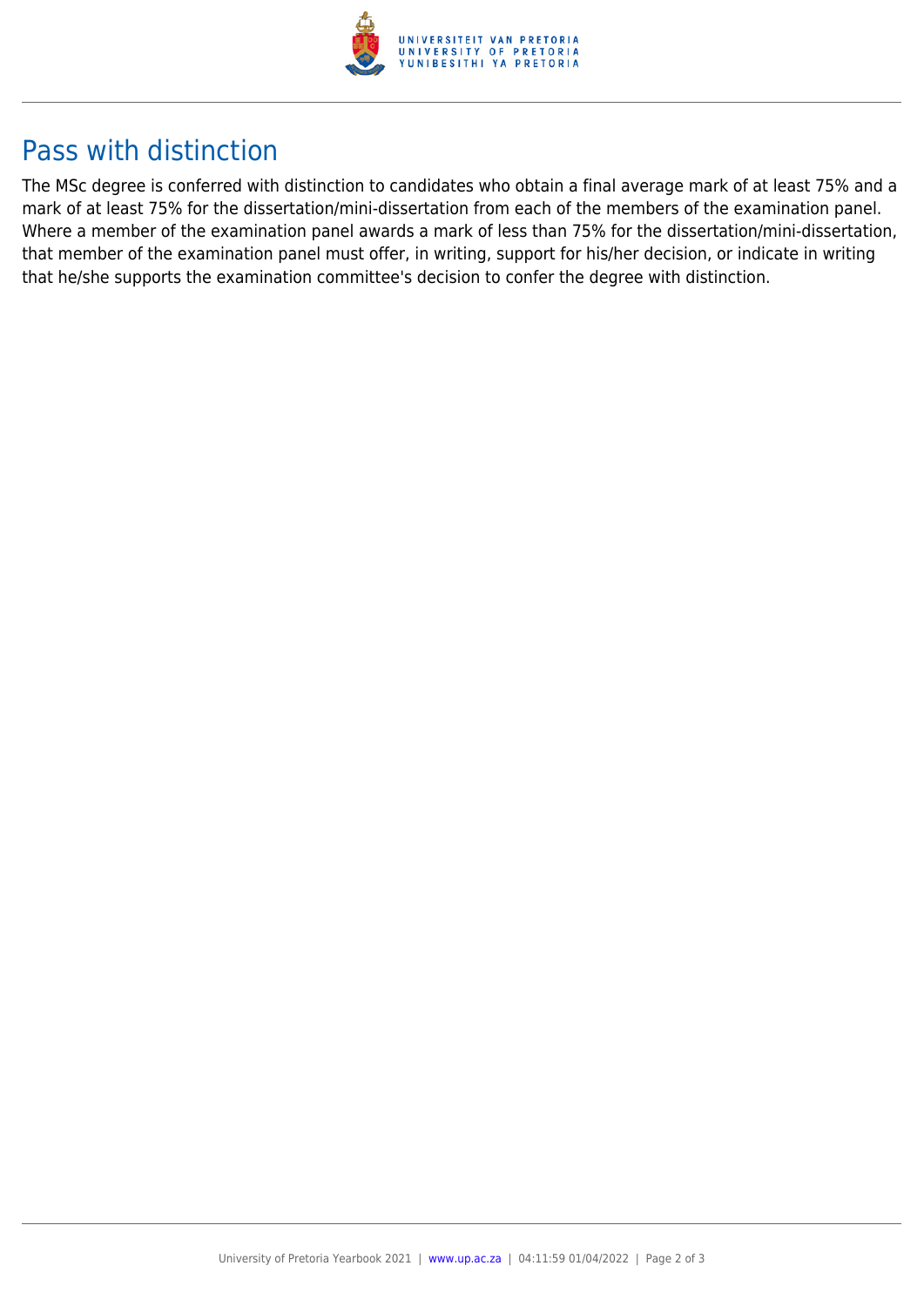## Pass with distinction

The MSc degree is conferred with distinction to candidates who obtain a final average mark of at least 75% and a mark of at least 75% for the dissertation/mini-dissertation from each of the members of the examination panel. Where a member of the examination panel awards a mark of less than 75% for the dissertation/mini-dissertation, that member of the examination panel must offer, in writing, support for his/her decision, or indicate in writing that he/she supports the examination committee's decision to confer the degree with distinction.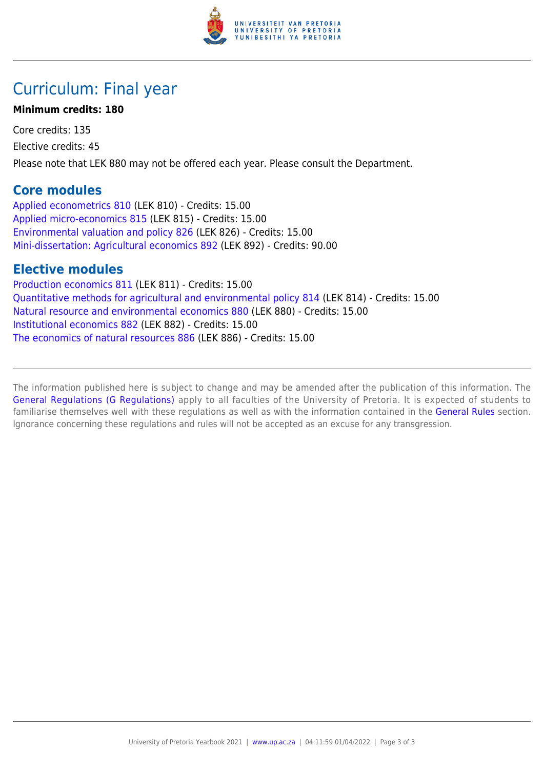# Curriculum: Final year

**Minimum credits: 180**

Core credits: 135

Elective credits: 45

Please note that LEK 880 may not be offered each year. Please consult the Department.

## Core modules

Applied econometrics 810 (LEK 810) - Credits: 15.00
Applied micro-economics 815 (LEK 815) - Credits: 15.00
Environmental valuation and policy 826 (LEK 826) - Credits: 15.00
Mini-dissertation: Agricultural economics 892 (LEK 892) - Credits: 90.00

## Elective modules

Production economics 811 (LEK 811) - Credits: 15.00
Quantitative methods for agricultural and environmental policy 814 (LEK 814) - Credits: 15.00
Natural resource and environmental economics 880 (LEK 880) - Credits: 15.00
Institutional economics 882 (LEK 882) - Credits: 15.00
The economics of natural resources 886 (LEK 886) - Credits: 15.00

The information published here is subject to change and may be amended after the publication of this information. The General Regulations (G Regulations) apply to all faculties of the University of Pretoria. It is expected of students to familiarise themselves well with these regulations as well as with the information contained in the General Rules section. Ignorance concerning these regulations and rules will not be accepted as an excuse for any transgression.